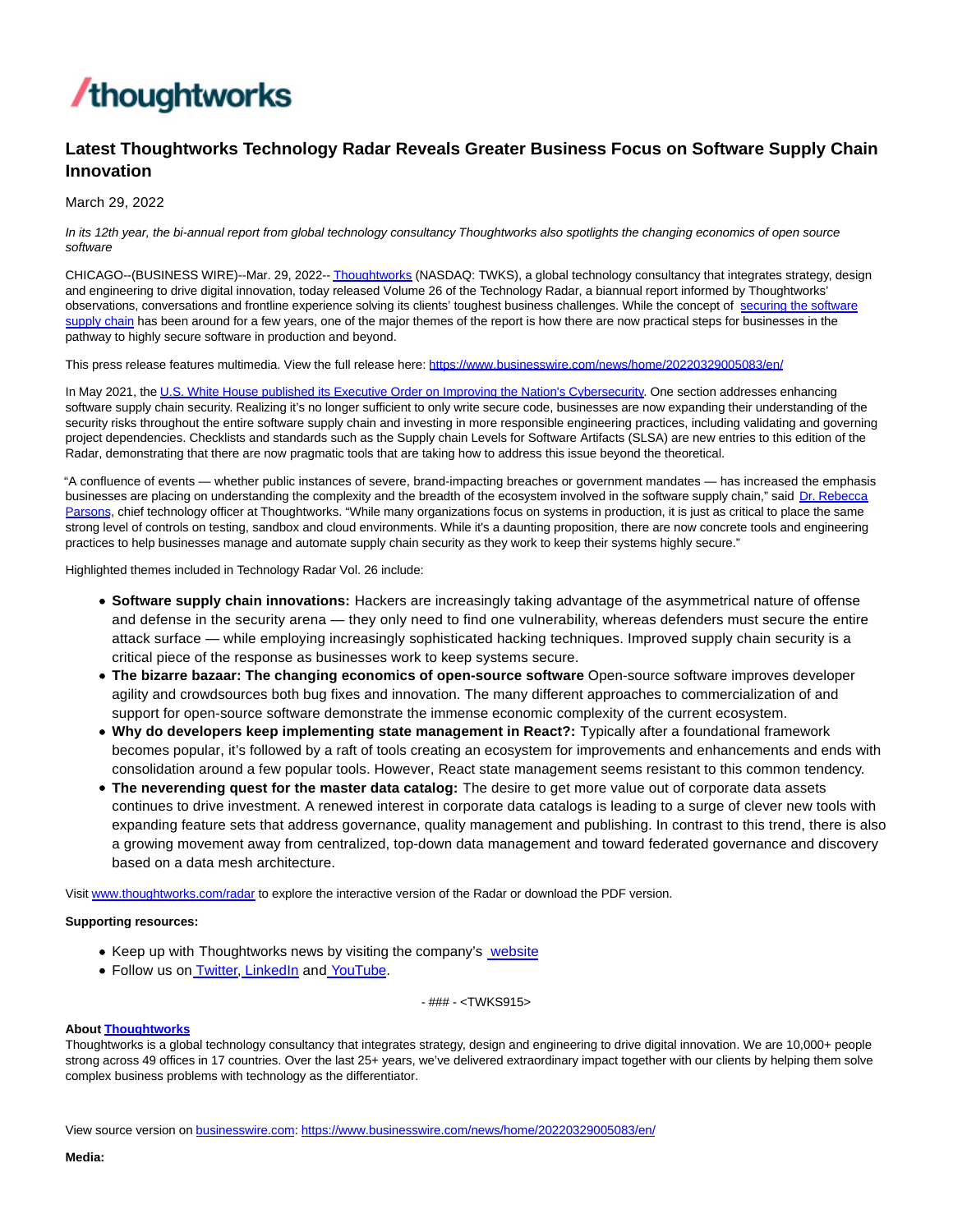# Latest Thoughtworks Technology Radar Reveals Greater Business Focus on Software Supply Chain Innovation

March 29, 2022

*In its 12th year, the bi-annual report from global technology consultancy Thoughtworks also spotlights the changing economics of open source software*

CHICAGO--(BUSINESS WIRE)--Mar. 29, 2022-- Thoughtworks (NASDAQ: TWKS), a global technology consultancy that integrates strategy, design and engineering to drive digital innovation, today released Volume 26 of the Technology Radar, a biannual report informed by Thoughtworks' observations, conversations and frontline experience solving its clients' toughest business challenges. While the concept of securing the software supply chain has been around for a few years, one of the major themes of the report is how there are now practical steps for businesses in the pathway to highly secure software in production and beyond.

This press release features multimedia. View the full release here: https://www.businesswire.com/news/home/20220329005083/en/

In May 2021, the U.S. White House published its Executive Order on Improving the Nation's Cybersecurity. One section addresses enhancing software supply chain security. Realizing it's no longer sufficient to only write secure code, businesses are now expanding their understanding of the security risks throughout the entire software supply chain and investing in more responsible engineering practices, including validating and governing project dependencies. Checklists and standards such as the Supply chain Levels for Software Artifacts (SLSA) are new entries to this edition of the Radar, demonstrating that there are now pragmatic tools that are taking how to address this issue beyond the theoretical.

"A confluence of events — whether public instances of severe, brand-impacting breaches or government mandates — has increased the emphasis businesses are placing on understanding the complexity and the breadth of the ecosystem involved in the software supply chain," said Dr. Rebecca Parsons, chief technology officer at Thoughtworks. "While many organizations focus on systems in production, it is just as critical to place the same strong level of controls on testing, sandbox and cloud environments. While it's a daunting proposition, there are now concrete tools and engineering practices to help businesses manage and automate supply chain security as they work to keep their systems highly secure."

Highlighted themes included in Technology Radar Vol. 26 include:

- **Software supply chain innovations:** Hackers are increasingly taking advantage of the asymmetrical nature of offense and defense in the security arena — they only need to find one vulnerability, whereas defenders must secure the entire attack surface — while employing increasingly sophisticated hacking techniques. Improved supply chain security is a critical piece of the response as businesses work to keep systems secure.
- **The bizarre bazaar: The changing economics of open-source software** Open-source software improves developer agility and crowdsources both bug fixes and innovation. The many different approaches to commercialization of and support for open-source software demonstrate the immense economic complexity of the current ecosystem.
- **Why do developers keep implementing state management in React?:** Typically after a foundational framework becomes popular, it's followed by a raft of tools creating an ecosystem for improvements and enhancements and ends with consolidation around a few popular tools. However, React state management seems resistant to this common tendency.
- **The neverending quest for the master data catalog:** The desire to get more value out of corporate data assets continues to drive investment. A renewed interest in corporate data catalogs is leading to a surge of clever new tools with expanding feature sets that address governance, quality management and publishing. In contrast to this trend, there is also a growing movement away from centralized, top-down data management and toward federated governance and discovery based on a data mesh architecture.

Visit www.thoughtworks.com/radar to explore the interactive version of the Radar or download the PDF version.

**Supporting resources:**

- Keep up with Thoughtworks news by visiting the company's website
- Follow us on Twitter, LinkedIn and YouTube.

- ### - <TWKS915>

**About Thoughtworks**
Thoughtworks is a global technology consultancy that integrates strategy, design and engineering to drive digital innovation. We are 10,000+ people strong across 49 offices in 17 countries. Over the last 25+ years, we've delivered extraordinary impact together with our clients by helping them solve complex business problems with technology as the differentiator.

View source version on businesswire.com: https://www.businesswire.com/news/home/20220329005083/en/

**Media:**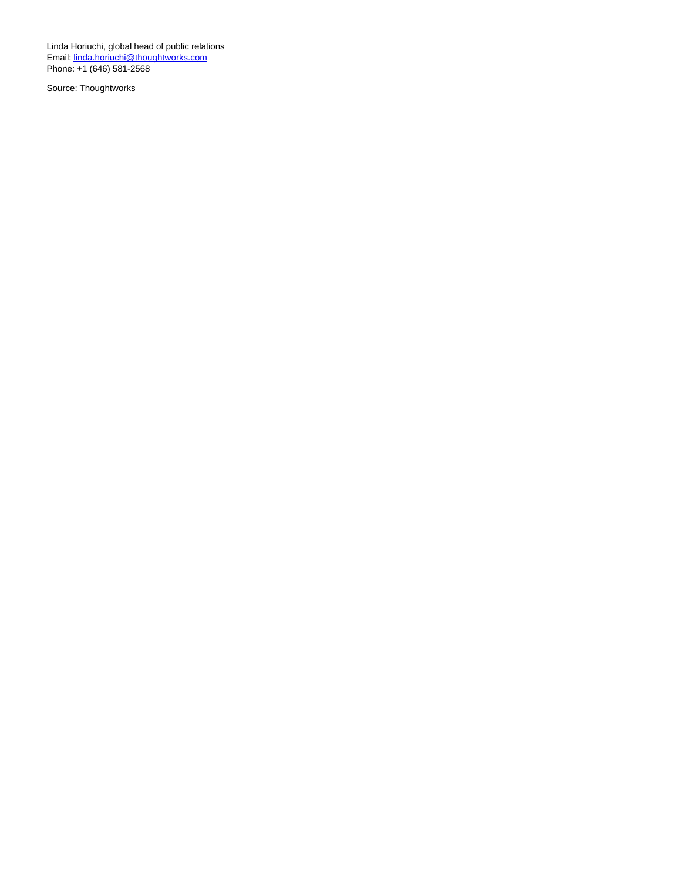Linda Horiuchi, global head of public relations
Email: [linda.horiuchi@thoughtworks.com](mailto:linda.horiuchi@thoughtworks.com)
Phone: +1 (646) 581-2568

Source: Thoughtworks